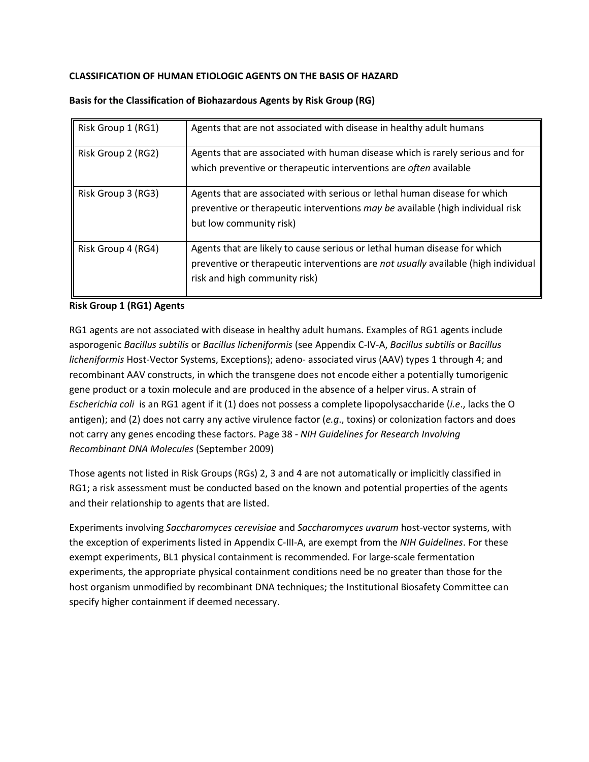**CLASSIFICATION OF HUMAN ETIOLOGIC AGENTS ON THE BASIS OF HAZARD**

**Basis for the Classification of Biohazardous Agents by Risk Group (RG)**

| | |
|---|---|
| Risk Group 1 (RG1) | Agents that are not associated with disease in healthy adult humans |
| Risk Group 2 (RG2) | Agents that are associated with human disease which is rarely serious and for which preventive or therapeutic interventions are *often* available |
| Risk Group 3 (RG3) | Agents that are associated with serious or lethal human disease for which preventive or therapeutic interventions *may be* available (high individual risk but low community risk) |
| Risk Group 4 (RG4) | Agents that are likely to cause serious or lethal human disease for which preventive or therapeutic interventions are *not usually* available (high individual risk and high community risk) |

**Risk Group 1 (RG1) Agents**

RG1 agents are not associated with disease in healthy adult humans. Examples of RG1 agents include asporogenic *Bacillus subtilis* or *Bacillus licheniformis* (see Appendix C-IV-A, *Bacillus subtilis* or *Bacillus licheniformis* Host-Vector Systems, Exceptions); adeno- associated virus (AAV) types 1 through 4; and recombinant AAV constructs, in which the transgene does not encode either a potentially tumorigenic gene product or a toxin molecule and are produced in the absence of a helper virus. A strain of *Escherichia coli* is an RG1 agent if it (1) does not possess a complete lipopolysaccharide (*i.e*., lacks the O antigen); and (2) does not carry any active virulence factor (*e.g*., toxins) or colonization factors and does not carry any genes encoding these factors. Page 38 - *NIH Guidelines for Research Involving Recombinant DNA Molecules* (September 2009)

Those agents not listed in Risk Groups (RGs) 2, 3 and 4 are not automatically or implicitly classified in RG1; a risk assessment must be conducted based on the known and potential properties of the agents and their relationship to agents that are listed.

Experiments involving *Saccharomyces cerevisiae* and *Saccharomyces uvarum* host-vector systems, with the exception of experiments listed in Appendix C-III-A, are exempt from the *NIH Guidelines*. For these exempt experiments, BL1 physical containment is recommended. For large-scale fermentation experiments, the appropriate physical containment conditions need be no greater than those for the host organism unmodified by recombinant DNA techniques; the Institutional Biosafety Committee can specify higher containment if deemed necessary.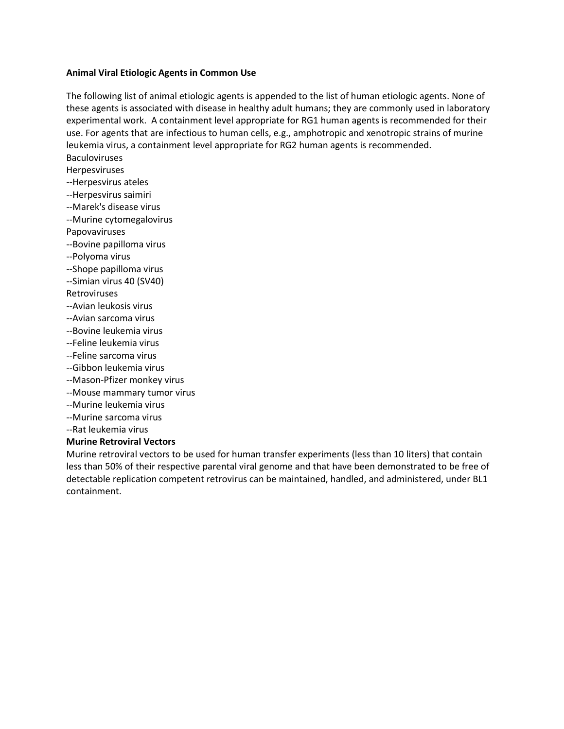**Animal Viral Etiologic Agents in Common Use**

The following list of animal etiologic agents is appended to the list of human etiologic agents. None of these agents is associated with disease in healthy adult humans; they are commonly used in laboratory experimental work. A containment level appropriate for RG1 human agents is recommended for their use. For agents that are infectious to human cells, e.g., amphotropic and xenotropic strains of murine leukemia virus, a containment level appropriate for RG2 human agents is recommended.

Baculoviruses

Herpesviruses

--Herpesvirus ateles  
--Herpesvirus saimiri  
--Marek's disease virus  
--Murine cytomegalovirus

Papovaviruses

--Bovine papilloma virus  
--Polyoma virus  
--Shope papilloma virus  
--Simian virus 40 (SV40)

Retroviruses

--Avian leukosis virus  
--Avian sarcoma virus  
--Bovine leukemia virus  
--Feline leukemia virus  
--Feline sarcoma virus  
--Gibbon leukemia virus  
--Mason-Pfizer monkey virus  
--Mouse mammary tumor virus  
--Murine leukemia virus  
--Murine sarcoma virus  
--Rat leukemia virus

**Murine Retroviral Vectors**

Murine retroviral vectors to be used for human transfer experiments (less than 10 liters) that contain less than 50% of their respective parental viral genome and that have been demonstrated to be free of detectable replication competent retrovirus can be maintained, handled, and administered, under BL1 containment.